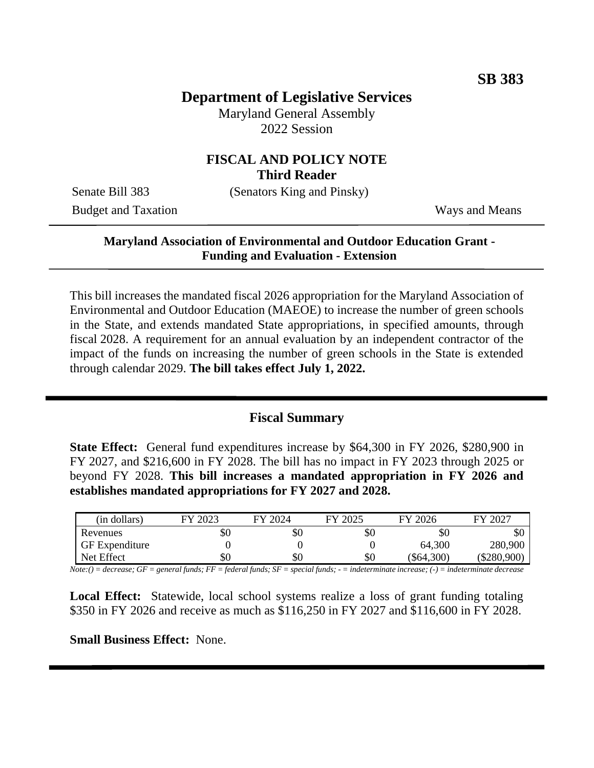**SB 383**

# Department of Legislative Services

Maryland General Assembly
2022 Session

## FISCAL AND POLICY NOTE
**Third Reader**

Senate Bill 383 (Senators King and Pinsky)

Budget and Taxation Ways and Means

---

**Maryland Association of Environmental and Outdoor Education Grant - Funding and Evaluation - Extension**

---

This bill increases the mandated fiscal 2026 appropriation for the Maryland Association of Environmental and Outdoor Education (MAEOE) to increase the number of green schools in the State, and extends mandated State appropriations, in specified amounts, through fiscal 2028. A requirement for an annual evaluation by an independent contractor of the impact of the funds on increasing the number of green schools in the State is extended through calendar 2029. **The bill takes effect July 1, 2022.**

---

## Fiscal Summary

**State Effect:** General fund expenditures increase by $64,300 in FY 2026, $280,900 in FY 2027, and $216,600 in FY 2028. The bill has no impact in FY 2023 through 2025 or beyond FY 2028. **This bill increases a mandated appropriation in FY 2026 and establishes mandated appropriations for FY 2027 and 2028.**

| (in dollars) | FY 2023 | FY 2024 | FY 2025 | FY 2026 | FY 2027 |
|---|---|---|---|---|---|
| Revenues | $0 | $0 | $0 | $0 | $0 |
| GF Expenditure | 0 | 0 | 0 | 64,300 | 280,900 |
| Net Effect | $0 | $0 | $0 | ($64,300) | ($280,900) |

*Note:() = decrease; GF = general funds; FF = federal funds; SF = special funds; - = indeterminate increase; (-) = indeterminate decrease*

**Local Effect:** Statewide, local school systems realize a loss of grant funding totaling $350 in FY 2026 and receive as much as $116,250 in FY 2027 and $116,600 in FY 2028.

**Small Business Effect:** None.

---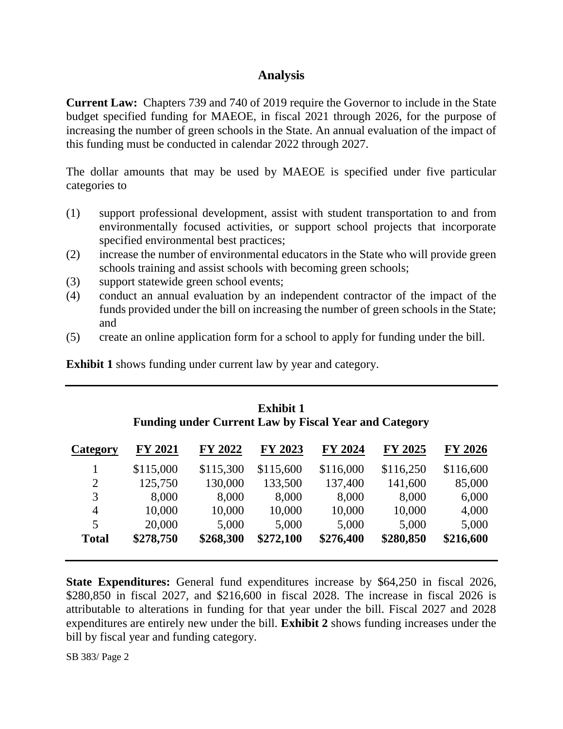## Analysis

**Current Law:** Chapters 739 and 740 of 2019 require the Governor to include in the State budget specified funding for MAEOE, in fiscal 2021 through 2026, for the purpose of increasing the number of green schools in the State. An annual evaluation of the impact of this funding must be conducted in calendar 2022 through 2027.

The dollar amounts that may be used by MAEOE is specified under five particular categories to

(1) support professional development, assist with student transportation to and from environmentally focused activities, or support school projects that incorporate specified environmental best practices;
(2) increase the number of environmental educators in the State who will provide green schools training and assist schools with becoming green schools;
(3) support statewide green school events;
(4) conduct an annual evaluation by an independent contractor of the impact of the funds provided under the bill on increasing the number of green schools in the State; and
(5) create an online application form for a school to apply for funding under the bill.

**Exhibit 1** shows funding under current law by year and category.

**Exhibit 1**
**Funding under Current Law by Fiscal Year and Category**

| Category | FY 2021 | FY 2022 | FY 2023 | FY 2024 | FY 2025 | FY 2026 |
|---|---|---|---|---|---|---|
| 1 | $115,000 | $115,300 | $115,600 | $116,000 | $116,250 | $116,600 |
| 2 | 125,750 | 130,000 | 133,500 | 137,400 | 141,600 | 85,000 |
| 3 | 8,000 | 8,000 | 8,000 | 8,000 | 8,000 | 6,000 |
| 4 | 10,000 | 10,000 | 10,000 | 10,000 | 10,000 | 4,000 |
| 5 | 20,000 | 5,000 | 5,000 | 5,000 | 5,000 | 5,000 |
| **Total** | **$278,750** | **$268,300** | **$272,100** | **$276,400** | **$280,850** | **$216,600** |

**State Expenditures:** General fund expenditures increase by $64,250 in fiscal 2026, $280,850 in fiscal 2027, and $216,600 in fiscal 2028. The increase in fiscal 2026 is attributable to alterations in funding for that year under the bill. Fiscal 2027 and 2028 expenditures are entirely new under the bill. **Exhibit 2** shows funding increases under the bill by fiscal year and funding category.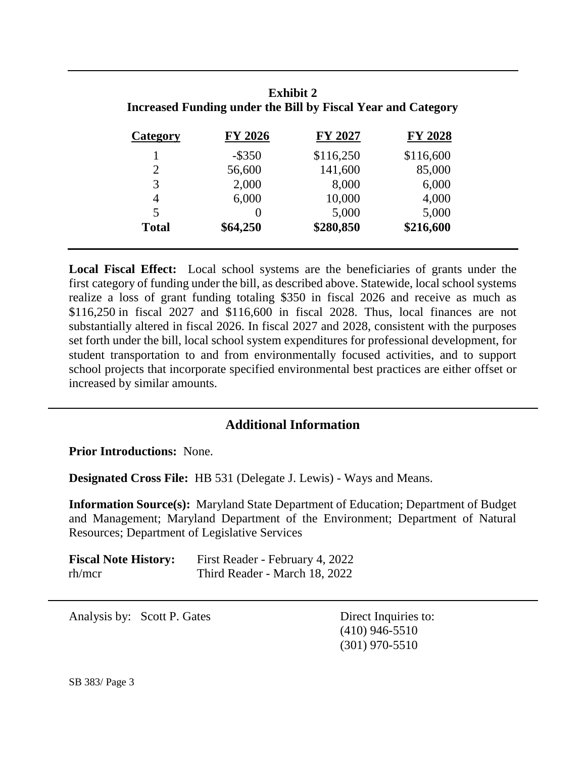**Exhibit 2**
**Increased Funding under the Bill by Fiscal Year and Category**

| Category | FY 2026 | FY 2027 | FY 2028 |
|---|---|---|---|
| 1 | -$350 | $116,250 | $116,600 |
| 2 | 56,600 | 141,600 | 85,000 |
| 3 | 2,000 | 8,000 | 6,000 |
| 4 | 6,000 | 10,000 | 4,000 |
| 5 | 0 | 5,000 | 5,000 |
| **Total** | **$64,250** | **$280,850** | **$216,600** |

**Local Fiscal Effect:** Local school systems are the beneficiaries of grants under the first category of funding under the bill, as described above. Statewide, local school systems realize a loss of grant funding totaling $350 in fiscal 2026 and receive as much as $116,250 in fiscal 2027 and $116,600 in fiscal 2028. Thus, local finances are not substantially altered in fiscal 2026. In fiscal 2027 and 2028, consistent with the purposes set forth under the bill, local school system expenditures for professional development, for student transportation to and from environmentally focused activities, and to support school projects that incorporate specified environmental best practices are either offset or increased by similar amounts.

## Additional Information

**Prior Introductions:** None.

**Designated Cross File:** HB 531 (Delegate J. Lewis) - Ways and Means.

**Information Source(s):** Maryland State Department of Education; Department of Budget and Management; Maryland Department of the Environment; Department of Natural Resources; Department of Legislative Services

**Fiscal Note History:** First Reader - February 4, 2022
rh/mcr Third Reader - March 18, 2022

Analysis by: Scott P. Gates

Direct Inquiries to:
(410) 946-5510
(301) 970-5510